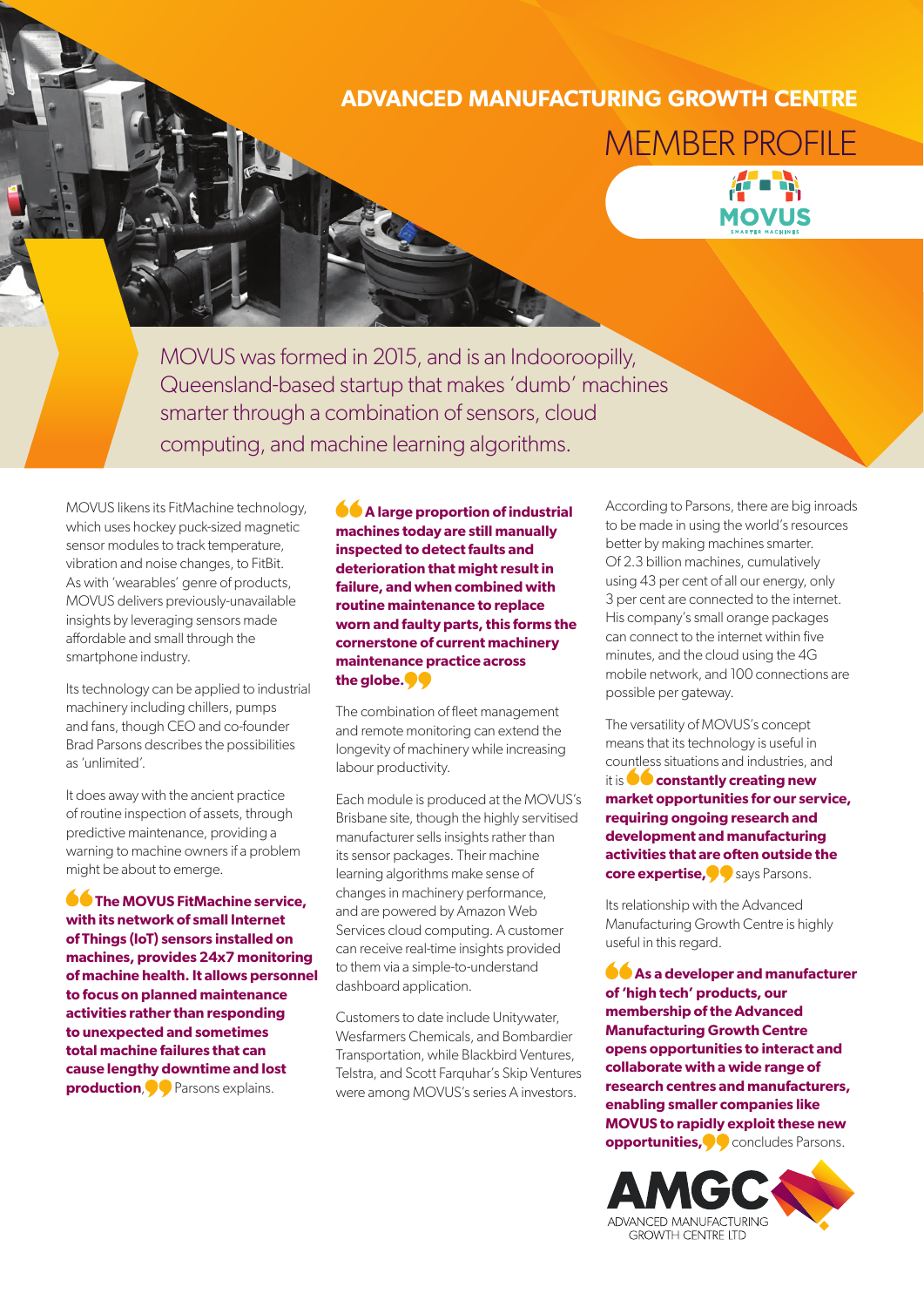# ADVANCED MANUFACTURING GROWTH CENTRE

## MEMBER PROFILE

MOVUS
SMARTER MACHINES

MOVUS was formed in 2015, and is an Indooroopilly, Queensland-based startup that makes 'dumb' machines smarter through a combination of sensors, cloud computing, and machine learning algorithms.

MOVUS likens its FitMachine technology, which uses hockey puck-sized magnetic sensor modules to track temperature, vibration and noise changes, to FitBit. As with 'wearables' genre of products, MOVUS delivers previously-unavailable insights by leveraging sensors made affordable and small through the smartphone industry.

Its technology can be applied to industrial machinery including chillers, pumps and fans, though CEO and co-founder Brad Parsons describes the possibilities as 'unlimited'.

It does away with the ancient practice of routine inspection of assets, through predictive maintenance, providing a warning to machine owners if a problem might be about to emerge.

"**The MOVUS FitMachine service, with its network of small Internet of Things (IoT) sensors installed on machines, provides 24x7 monitoring of machine health. It allows personnel to focus on planned maintenance activities rather than responding to unexpected and sometimes total machine failures that can cause lengthy downtime and lost production**," Parsons explains.

"**A large proportion of industrial machines today are still manually inspected to detect faults and deterioration that might result in failure, and when combined with routine maintenance to replace worn and faulty parts, this forms the cornerstone of current machinery maintenance practice across the globe.**"

The combination of fleet management and remote monitoring can extend the longevity of machinery while increasing labour productivity.

Each module is produced at the MOVUS's Brisbane site, though the highly servitised manufacturer sells insights rather than its sensor packages. Their machine learning algorithms make sense of changes in machinery performance, and are powered by Amazon Web Services cloud computing. A customer can receive real-time insights provided to them via a simple-to-understand dashboard application.

Customers to date include Unitywater, Wesfarmers Chemicals, and Bombardier Transportation, while Blackbird Ventures, Telstra, and Scott Farquhar's Skip Ventures were among MOVUS's series A investors.

According to Parsons, there are big inroads to be made in using the world's resources better by making machines smarter. Of 2.3 billion machines, cumulatively using 43 per cent of all our energy, only 3 per cent are connected to the internet. His company's small orange packages can connect to the internet within five minutes, and the cloud using the 4G mobile network, and 100 connections are possible per gateway.

The versatility of MOVUS's concept means that its technology is useful in countless situations and industries, and it is "**constantly creating new market opportunities for our service, requiring ongoing research and development and manufacturing activities that are often outside the core expertise,**" says Parsons.

Its relationship with the Advanced Manufacturing Growth Centre is highly useful in this regard.

"**As a developer and manufacturer of 'high tech' products, our membership of the Advanced Manufacturing Growth Centre opens opportunities to interact and collaborate with a wide range of research centres and manufacturers, enabling smaller companies like MOVUS to rapidly exploit these new opportunities,**" concludes Parsons.

AMGC
ADVANCED MANUFACTURING GROWTH CENTRE LTD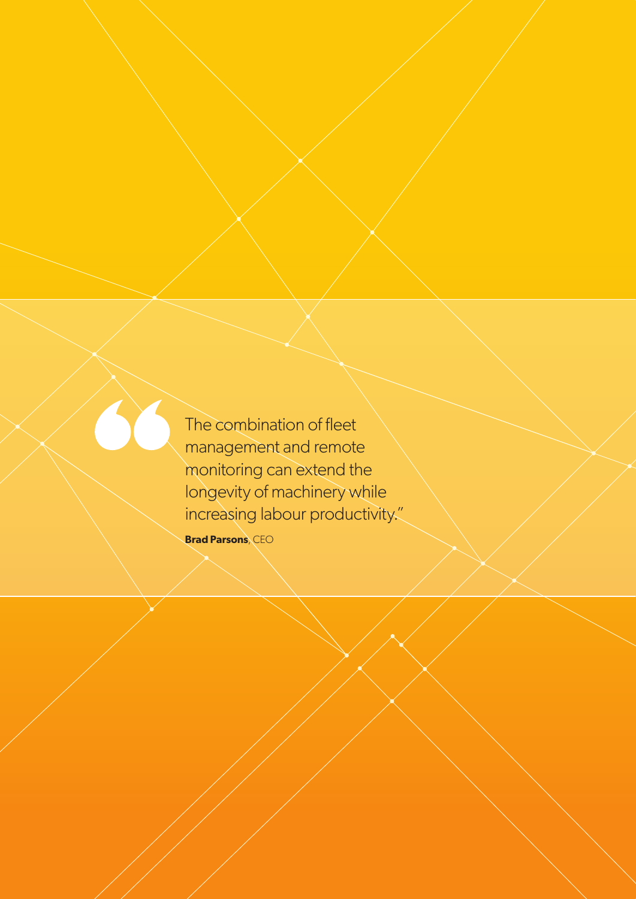> The combination of fleet management and remote monitoring can extend the longevity of machinery while increasing labour productivity."

**Brad Parsons**, CEO